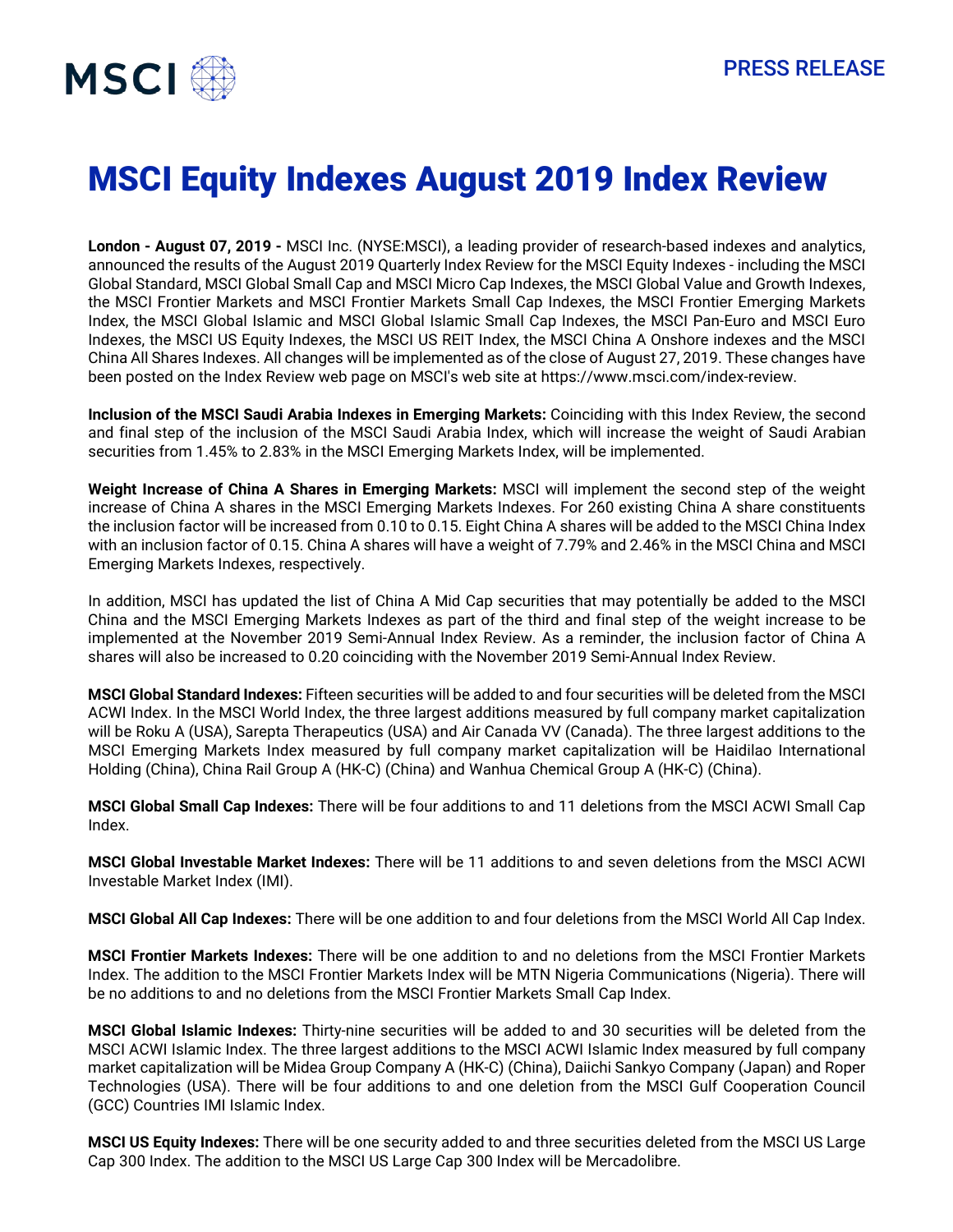# MSCI Equity Indexes August 2019 Index Review

**London - August 07, 2019 -** MSCI Inc. (NYSE:MSCI), a leading provider of research-based indexes and analytics, announced the results of the August 2019 Quarterly Index Review for the MSCI Equity Indexes - including the MSCI Global Standard, MSCI Global Small Cap and MSCI Micro Cap Indexes, the MSCI Global Value and Growth Indexes, the MSCI Frontier Markets and MSCI Frontier Markets Small Cap Indexes, the MSCI Frontier Emerging Markets Index, the MSCI Global Islamic and MSCI Global Islamic Small Cap Indexes, the MSCI Pan-Euro and MSCI Euro Indexes, the MSCI US Equity Indexes, the MSCI US REIT Index, the MSCI China A Onshore indexes and the MSCI China All Shares Indexes. All changes will be implemented as of the close of August 27, 2019. These changes have been posted on the Index Review web page on MSCI's web site at https://www.msci.com/index-review.

**Inclusion of the MSCI Saudi Arabia Indexes in Emerging Markets:** Coinciding with this Index Review, the second and final step of the inclusion of the MSCI Saudi Arabia Index, which will increase the weight of Saudi Arabian securities from 1.45% to 2.83% in the MSCI Emerging Markets Index, will be implemented.

**Weight Increase of China A Shares in Emerging Markets:** MSCI will implement the second step of the weight increase of China A shares in the MSCI Emerging Markets Indexes. For 260 existing China A share constituents the inclusion factor will be increased from 0.10 to 0.15. Eight China A shares will be added to the MSCI China Index with an inclusion factor of 0.15. China A shares will have a weight of 7.79% and 2.46% in the MSCI China and MSCI Emerging Markets Indexes, respectively.

In addition, MSCI has updated the list of China A Mid Cap securities that may potentially be added to the MSCI China and the MSCI Emerging Markets Indexes as part of the third and final step of the weight increase to be implemented at the November 2019 Semi-Annual Index Review. As a reminder, the inclusion factor of China A shares will also be increased to 0.20 coinciding with the November 2019 Semi-Annual Index Review.

**MSCI Global Standard Indexes:** Fifteen securities will be added to and four securities will be deleted from the MSCI ACWI Index. In the MSCI World Index, the three largest additions measured by full company market capitalization will be Roku A (USA), Sarepta Therapeutics (USA) and Air Canada VV (Canada). The three largest additions to the MSCI Emerging Markets Index measured by full company market capitalization will be Haidilao International Holding (China), China Rail Group A (HK-C) (China) and Wanhua Chemical Group A (HK-C) (China).

**MSCI Global Small Cap Indexes:** There will be four additions to and 11 deletions from the MSCI ACWI Small Cap Index.

**MSCI Global Investable Market Indexes:** There will be 11 additions to and seven deletions from the MSCI ACWI Investable Market Index (IMI).

**MSCI Global All Cap Indexes:** There will be one addition to and four deletions from the MSCI World All Cap Index.

**MSCI Frontier Markets Indexes:** There will be one addition to and no deletions from the MSCI Frontier Markets Index. The addition to the MSCI Frontier Markets Index will be MTN Nigeria Communications (Nigeria). There will be no additions to and no deletions from the MSCI Frontier Markets Small Cap Index.

**MSCI Global Islamic Indexes:** Thirty-nine securities will be added to and 30 securities will be deleted from the MSCI ACWI Islamic Index. The three largest additions to the MSCI ACWI Islamic Index measured by full company market capitalization will be Midea Group Company A (HK-C) (China), Daiichi Sankyo Company (Japan) and Roper Technologies (USA). There will be four additions to and one deletion from the MSCI Gulf Cooperation Council (GCC) Countries IMI Islamic Index.

**MSCI US Equity Indexes:** There will be one security added to and three securities deleted from the MSCI US Large Cap 300 Index. The addition to the MSCI US Large Cap 300 Index will be Mercadolibre.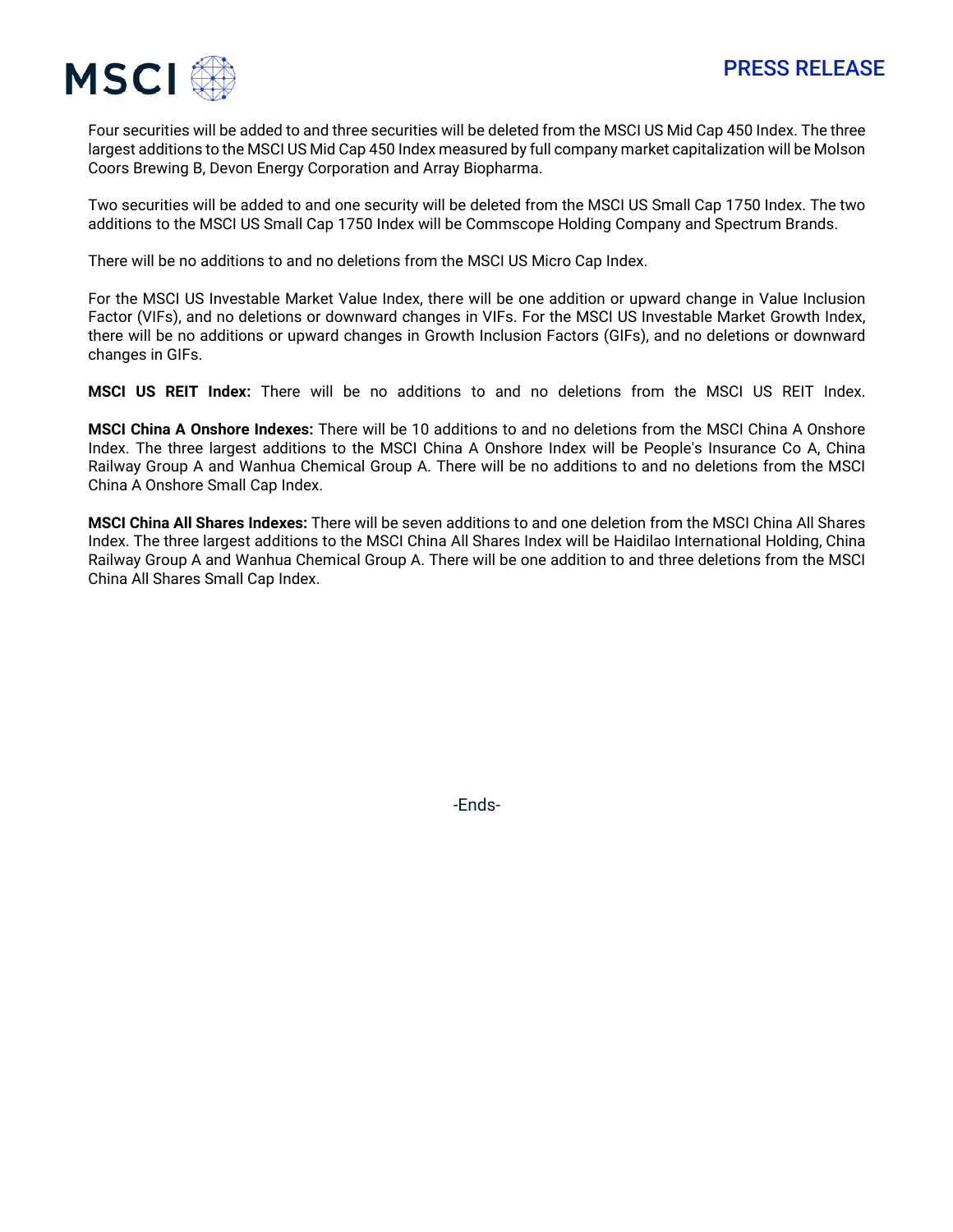Four securities will be added to and three securities will be deleted from the MSCI US Mid Cap 450 Index. The three largest additions to the MSCI US Mid Cap 450 Index measured by full company market capitalization will be Molson Coors Brewing B, Devon Energy Corporation and Array Biopharma.

Two securities will be added to and one security will be deleted from the MSCI US Small Cap 1750 Index. The two additions to the MSCI US Small Cap 1750 Index will be Commscope Holding Company and Spectrum Brands.

There will be no additions to and no deletions from the MSCI US Micro Cap Index.

For the MSCI US Investable Market Value Index, there will be one addition or upward change in Value Inclusion Factor (VIFs), and no deletions or downward changes in VIFs. For the MSCI US Investable Market Growth Index, there will be no additions or upward changes in Growth Inclusion Factors (GIFs), and no deletions or downward changes in GIFs.

**MSCI US REIT Index:** There will be no additions to and no deletions from the MSCI US REIT Index.

**MSCI China A Onshore Indexes:** There will be 10 additions to and no deletions from the MSCI China A Onshore Index. The three largest additions to the MSCI China A Onshore Index will be People's Insurance Co A, China Railway Group A and Wanhua Chemical Group A. There will be no additions to and no deletions from the MSCI China A Onshore Small Cap Index.

**MSCI China All Shares Indexes:** There will be seven additions to and one deletion from the MSCI China All Shares Index. The three largest additions to the MSCI China All Shares Index will be Haidilao International Holding, China Railway Group A and Wanhua Chemical Group A. There will be one addition to and three deletions from the MSCI China All Shares Small Cap Index.

-Ends-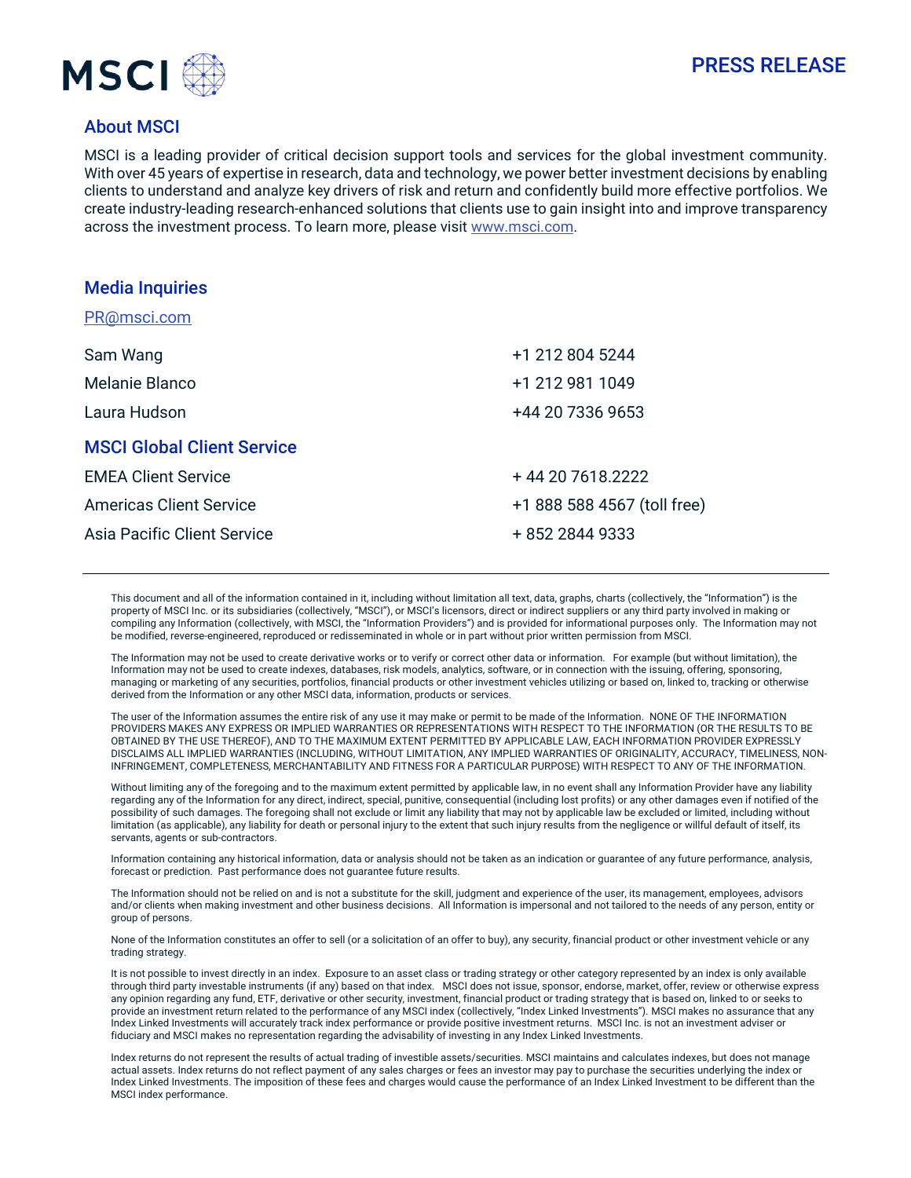## About MSCI

MSCI is a leading provider of critical decision support tools and services for the global investment community. With over 45 years of expertise in research, data and technology, we power better investment decisions by enabling clients to understand and analyze key drivers of risk and return and confidently build more effective portfolios. We create industry-leading research-enhanced solutions that clients use to gain insight into and improve transparency across the investment process. To learn more, please visit www.msci.com.

## Media Inquiries

PR@msci.com

| | |
|---|---|
| Sam Wang | +1 212 804 5244 |
| Melanie Blanco | +1 212 981 1049 |
| Laura Hudson | +44 20 7336 9653 |

## MSCI Global Client Service

| | |
|---|---|
| EMEA Client Service | + 44 20 7618.2222 |
| Americas Client Service | +1 888 588 4567 (toll free) |
| Asia Pacific Client Service | + 852 2844 9333 |

---

This document and all of the information contained in it, including without limitation all text, data, graphs, charts (collectively, the "Information") is the property of MSCI Inc. or its subsidiaries (collectively, "MSCI"), or MSCI's licensors, direct or indirect suppliers or any third party involved in making or compiling any Information (collectively, with MSCI, the "Information Providers") and is provided for informational purposes only. The Information may not be modified, reverse-engineered, reproduced or redisseminated in whole or in part without prior written permission from MSCI.

The Information may not be used to create derivative works or to verify or correct other data or information. For example (but without limitation), the Information may not be used to create indexes, databases, risk models, analytics, software, or in connection with the issuing, offering, sponsoring, managing or marketing of any securities, portfolios, financial products or other investment vehicles utilizing or based on, linked to, tracking or otherwise derived from the Information or any other MSCI data, information, products or services.

The user of the Information assumes the entire risk of any use it may make or permit to be made of the Information. NONE OF THE INFORMATION PROVIDERS MAKES ANY EXPRESS OR IMPLIED WARRANTIES OR REPRESENTATIONS WITH RESPECT TO THE INFORMATION (OR THE RESULTS TO BE OBTAINED BY THE USE THEREOF), AND TO THE MAXIMUM EXTENT PERMITTED BY APPLICABLE LAW, EACH INFORMATION PROVIDER EXPRESSLY DISCLAIMS ALL IMPLIED WARRANTIES (INCLUDING, WITHOUT LIMITATION, ANY IMPLIED WARRANTIES OF ORIGINALITY, ACCURACY, TIMELINESS, NON-INFRINGEMENT, COMPLETENESS, MERCHANTABILITY AND FITNESS FOR A PARTICULAR PURPOSE) WITH RESPECT TO ANY OF THE INFORMATION.

Without limiting any of the foregoing and to the maximum extent permitted by applicable law, in no event shall any Information Provider have any liability regarding any of the Information for any direct, indirect, special, punitive, consequential (including lost profits) or any other damages even if notified of the possibility of such damages. The foregoing shall not exclude or limit any liability that may not by applicable law be excluded or limited, including without limitation (as applicable), any liability for death or personal injury to the extent that such injury results from the negligence or willful default of itself, its servants, agents or sub-contractors.

Information containing any historical information, data or analysis should not be taken as an indication or guarantee of any future performance, analysis, forecast or prediction. Past performance does not guarantee future results.

The Information should not be relied on and is not a substitute for the skill, judgment and experience of the user, its management, employees, advisors and/or clients when making investment and other business decisions. All Information is impersonal and not tailored to the needs of any person, entity or group of persons.

None of the Information constitutes an offer to sell (or a solicitation of an offer to buy), any security, financial product or other investment vehicle or any trading strategy.

It is not possible to invest directly in an index. Exposure to an asset class or trading strategy or other category represented by an index is only available through third party investable instruments (if any) based on that index. MSCI does not issue, sponsor, endorse, market, offer, review or otherwise express any opinion regarding any fund, ETF, derivative or other security, investment, financial product or trading strategy that is based on, linked to or seeks to provide an investment return related to the performance of any MSCI index (collectively, "Index Linked Investments"). MSCI makes no assurance that any Index Linked Investments will accurately track index performance or provide positive investment returns. MSCI Inc. is not an investment adviser or fiduciary and MSCI makes no representation regarding the advisability of investing in any Index Linked Investments.

Index returns do not represent the results of actual trading of investible assets/securities. MSCI maintains and calculates indexes, but does not manage actual assets. Index returns do not reflect payment of any sales charges or fees an investor may pay to purchase the securities underlying the index or Index Linked Investments. The imposition of these fees and charges would cause the performance of an Index Linked Investment to be different than the MSCI index performance.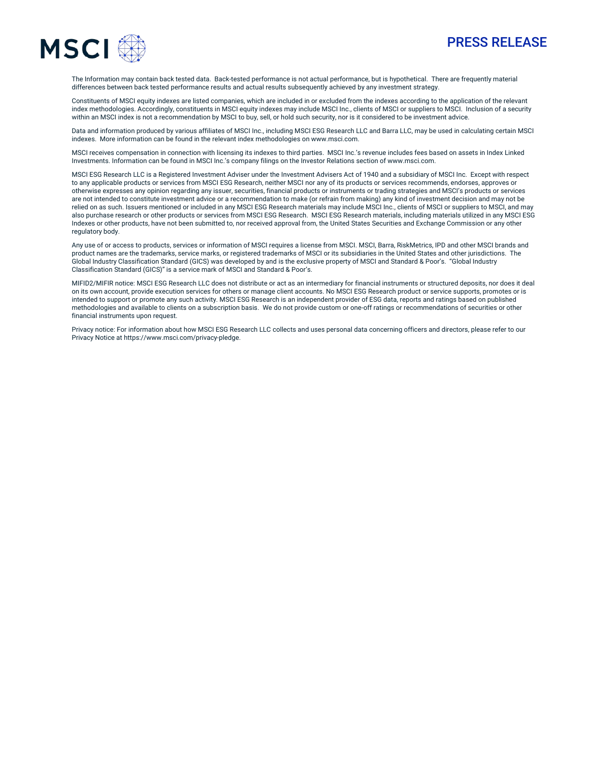The Information may contain back tested data. Back-tested performance is not actual performance, but is hypothetical. There are frequently material differences between back tested performance results and actual results subsequently achieved by any investment strategy.

Constituents of MSCI equity indexes are listed companies, which are included in or excluded from the indexes according to the application of the relevant index methodologies. Accordingly, constituents in MSCI equity indexes may include MSCI Inc., clients of MSCI or suppliers to MSCI. Inclusion of a security within an MSCI index is not a recommendation by MSCI to buy, sell, or hold such security, nor is it considered to be investment advice.

Data and information produced by various affiliates of MSCI Inc., including MSCI ESG Research LLC and Barra LLC, may be used in calculating certain MSCI indexes. More information can be found in the relevant index methodologies on www.msci.com.

MSCI receives compensation in connection with licensing its indexes to third parties. MSCI Inc.'s revenue includes fees based on assets in Index Linked Investments. Information can be found in MSCI Inc.'s company filings on the Investor Relations section of www.msci.com.

MSCI ESG Research LLC is a Registered Investment Adviser under the Investment Advisers Act of 1940 and a subsidiary of MSCI Inc. Except with respect to any applicable products or services from MSCI ESG Research, neither MSCI nor any of its products or services recommends, endorses, approves or otherwise expresses any opinion regarding any issuer, securities, financial products or instruments or trading strategies and MSCI's products or services are not intended to constitute investment advice or a recommendation to make (or refrain from making) any kind of investment decision and may not be relied on as such. Issuers mentioned or included in any MSCI ESG Research materials may include MSCI Inc., clients of MSCI or suppliers to MSCI, and may also purchase research or other products or services from MSCI ESG Research. MSCI ESG Research materials, including materials utilized in any MSCI ESG Indexes or other products, have not been submitted to, nor received approval from, the United States Securities and Exchange Commission or any other regulatory body.

Any use of or access to products, services or information of MSCI requires a license from MSCI. MSCI, Barra, RiskMetrics, IPD and other MSCI brands and product names are the trademarks, service marks, or registered trademarks of MSCI or its subsidiaries in the United States and other jurisdictions. The Global Industry Classification Standard (GICS) was developed by and is the exclusive property of MSCI and Standard & Poor's. "Global Industry Classification Standard (GICS)" is a service mark of MSCI and Standard & Poor's.

MIFID2/MIFIR notice: MSCI ESG Research LLC does not distribute or act as an intermediary for financial instruments or structured deposits, nor does it deal on its own account, provide execution services for others or manage client accounts. No MSCI ESG Research product or service supports, promotes or is intended to support or promote any such activity. MSCI ESG Research is an independent provider of ESG data, reports and ratings based on published methodologies and available to clients on a subscription basis. We do not provide custom or one-off ratings or recommendations of securities or other financial instruments upon request.

Privacy notice: For information about how MSCI ESG Research LLC collects and uses personal data concerning officers and directors, please refer to our Privacy Notice at https://www.msci.com/privacy-pledge.